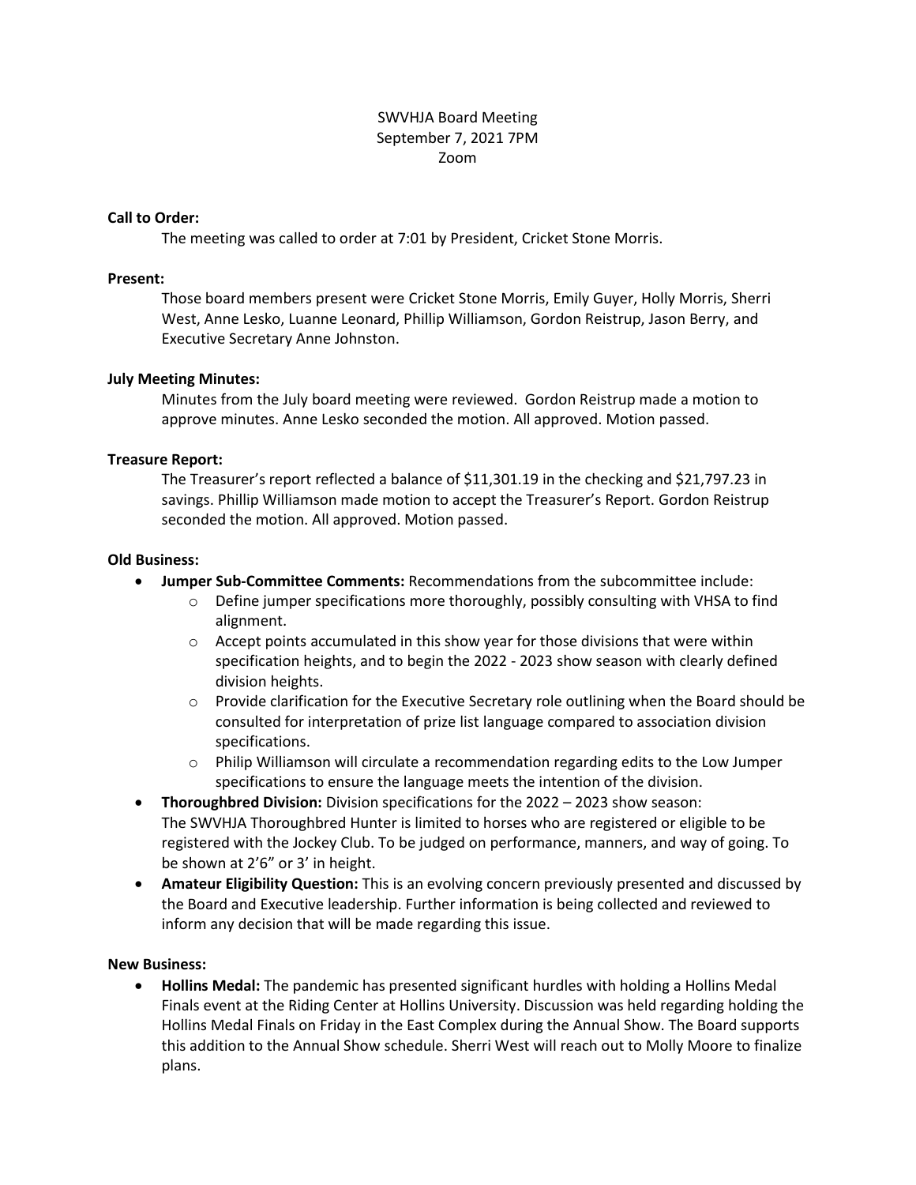SWVHJA Board Meeting
September 7, 2021 7PM
Zoom

**Call to Order:**

The meeting was called to order at 7:01 by President, Cricket Stone Morris.

**Present:**

Those board members present were Cricket Stone Morris, Emily Guyer, Holly Morris, Sherri West, Anne Lesko, Luanne Leonard, Phillip Williamson, Gordon Reistrup, Jason Berry, and Executive Secretary Anne Johnston.

**July Meeting Minutes:**

Minutes from the July board meeting were reviewed. Gordon Reistrup made a motion to approve minutes. Anne Lesko seconded the motion. All approved. Motion passed.

**Treasure Report:**

The Treasurer's report reflected a balance of $11,301.19 in the checking and $21,797.23 in savings. Phillip Williamson made motion to accept the Treasurer's Report. Gordon Reistrup seconded the motion. All approved. Motion passed.

**Old Business:**

- **Jumper Sub-Committee Comments:** Recommendations from the subcommittee include:
  - Define jumper specifications more thoroughly, possibly consulting with VHSA to find alignment.
  - Accept points accumulated in this show year for those divisions that were within specification heights, and to begin the 2022 - 2023 show season with clearly defined division heights.
  - Provide clarification for the Executive Secretary role outlining when the Board should be consulted for interpretation of prize list language compared to association division specifications.
  - Philip Williamson will circulate a recommendation regarding edits to the Low Jumper specifications to ensure the language meets the intention of the division.
- **Thoroughbred Division:** Division specifications for the 2022 – 2023 show season: The SWVHJA Thoroughbred Hunter is limited to horses who are registered or eligible to be registered with the Jockey Club. To be judged on performance, manners, and way of going. To be shown at 2'6" or 3' in height.
- **Amateur Eligibility Question:** This is an evolving concern previously presented and discussed by the Board and Executive leadership. Further information is being collected and reviewed to inform any decision that will be made regarding this issue.

**New Business:**

- **Hollins Medal:** The pandemic has presented significant hurdles with holding a Hollins Medal Finals event at the Riding Center at Hollins University. Discussion was held regarding holding the Hollins Medal Finals on Friday in the East Complex during the Annual Show. The Board supports this addition to the Annual Show schedule. Sherri West will reach out to Molly Moore to finalize plans.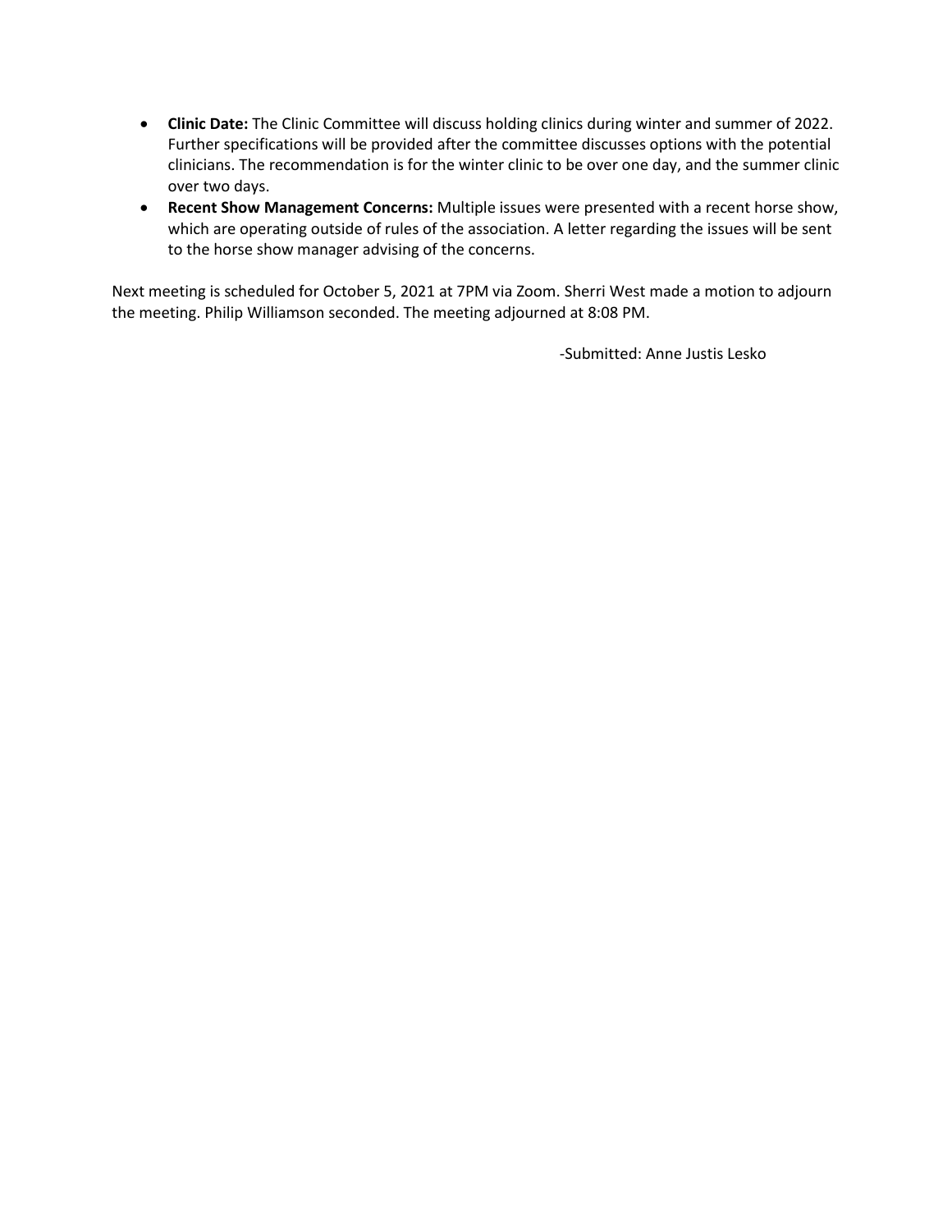- **Clinic Date:** The Clinic Committee will discuss holding clinics during winter and summer of 2022. Further specifications will be provided after the committee discusses options with the potential clinicians. The recommendation is for the winter clinic to be over one day, and the summer clinic over two days.
- **Recent Show Management Concerns:** Multiple issues were presented with a recent horse show, which are operating outside of rules of the association. A letter regarding the issues will be sent to the horse show manager advising of the concerns.

Next meeting is scheduled for October 5, 2021 at 7PM via Zoom. Sherri West made a motion to adjourn the meeting. Philip Williamson seconded. The meeting adjourned at 8:08 PM.

-Submitted: Anne Justis Lesko